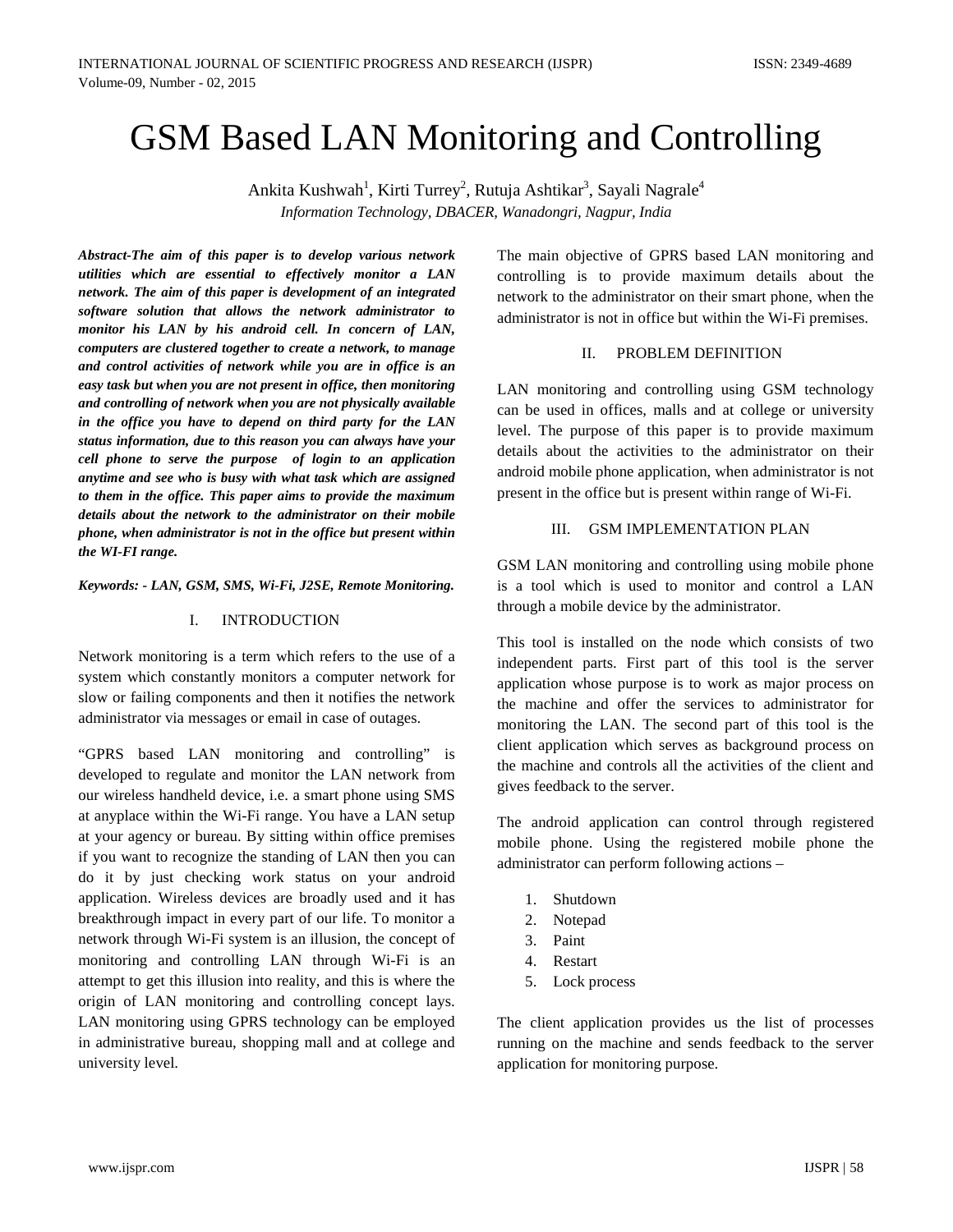# GSM Based LAN Monitoring and Controlling

Ankita Kushwah[1], Kirti Turrey[2], Rutuja Ashtikar[3], Sayali Nagrale[4]

*Information Technology, DBACER, Wanadongri, Nagpur, India*

***Abstract-The aim of this paper is to develop various network utilities which are essential to effectively monitor a LAN network. The aim of this paper is development of an integrated software solution that allows the network administrator to monitor his LAN by his android cell. In concern of LAN, computers are clustered together to create a network, to manage and control activities of network while you are in office is an easy task but when you are not present in office, then monitoring and controlling of network when you are not physically available in the office you have to depend on third party for the LAN status information, due to this reason you can always have your cell phone to serve the purpose of login to an application anytime and see who is busy with what task which are assigned to them in the office. This paper aims to provide the maximum details about the network to the administrator on their mobile phone, when administrator is not in the office but present within the WI-FI range.***

***Keywords: - LAN, GSM, SMS, Wi-Fi, J2SE, Remote Monitoring.***

## I. INTRODUCTION

Network monitoring is a term which refers to the use of a system which constantly monitors a computer network for slow or failing components and then it notifies the network administrator via messages or email in case of outages.

"GPRS based LAN monitoring and controlling" is developed to regulate and monitor the LAN network from our wireless handheld device, i.e. a smart phone using SMS at anyplace within the Wi-Fi range. You have a LAN setup at your agency or bureau. By sitting within office premises if you want to recognize the standing of LAN then you can do it by just checking work status on your android application. Wireless devices are broadly used and it has breakthrough impact in every part of our life. To monitor a network through Wi-Fi system is an illusion, the concept of monitoring and controlling LAN through Wi-Fi is an attempt to get this illusion into reality, and this is where the origin of LAN monitoring and controlling concept lays. LAN monitoring using GPRS technology can be employed in administrative bureau, shopping mall and at college and university level.

The main objective of GPRS based LAN monitoring and controlling is to provide maximum details about the network to the administrator on their smart phone, when the administrator is not in office but within the Wi-Fi premises.

## II. PROBLEM DEFINITION

LAN monitoring and controlling using GSM technology can be used in offices, malls and at college or university level. The purpose of this paper is to provide maximum details about the activities to the administrator on their android mobile phone application, when administrator is not present in the office but is present within range of Wi-Fi.

## III. GSM IMPLEMENTATION PLAN

GSM LAN monitoring and controlling using mobile phone is a tool which is used to monitor and control a LAN through a mobile device by the administrator.

This tool is installed on the node which consists of two independent parts. First part of this tool is the server application whose purpose is to work as major process on the machine and offer the services to administrator for monitoring the LAN. The second part of this tool is the client application which serves as background process on the machine and controls all the activities of the client and gives feedback to the server.

The android application can control through registered mobile phone. Using the registered mobile phone the administrator can perform following actions –

1. Shutdown
2. Notepad
3. Paint
4. Restart
5. Lock process

The client application provides us the list of processes running on the machine and sends feedback to the server application for monitoring purpose.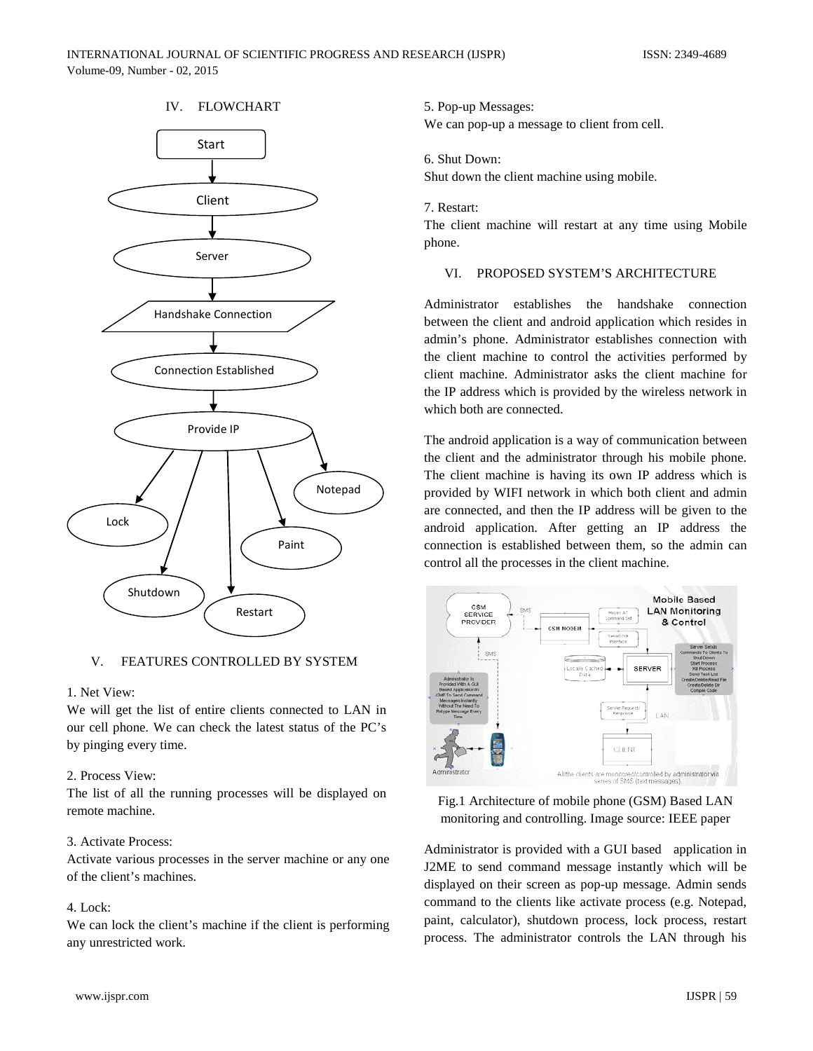## IV. FLOWCHART

## V. FEATURES CONTROLLED BY SYSTEM

1. Net View:
We will get the list of entire clients connected to LAN in our cell phone. We can check the latest status of the PC's by pinging every time.

2. Process View:
The list of all the running processes will be displayed on remote machine.

3. Activate Process:
Activate various processes in the server machine or any one of the client's machines.

4. Lock:
We can lock the client's machine if the client is performing any unrestricted work.

5. Pop-up Messages:
We can pop-up a message to client from cell.

6. Shut Down:
Shut down the client machine using mobile.

7. Restart:
The client machine will restart at any time using Mobile phone.

## VI. PROPOSED SYSTEM'S ARCHITECTURE

Administrator establishes the handshake connection between the client and android application which resides in admin's phone. Administrator establishes connection with the client machine to control the activities performed by client machine. Administrator asks the client machine for the IP address which is provided by the wireless network in which both are connected.

The android application is a way of communication between the client and the administrator through his mobile phone. The client machine is having its own IP address which is provided by WIFI network in which both client and admin are connected, and then the IP address will be given to the android application. After getting an IP address the connection is established between them, so the admin can control all the processes in the client machine.

Fig.1 Architecture of mobile phone (GSM) Based LAN monitoring and controlling. Image source: IEEE paper

Administrator is provided with a GUI based application in J2ME to send command message instantly which will be displayed on their screen as pop-up message. Admin sends command to the clients like activate process (e.g. Notepad, paint, calculator), shutdown process, lock process, restart process. The administrator controls the LAN through his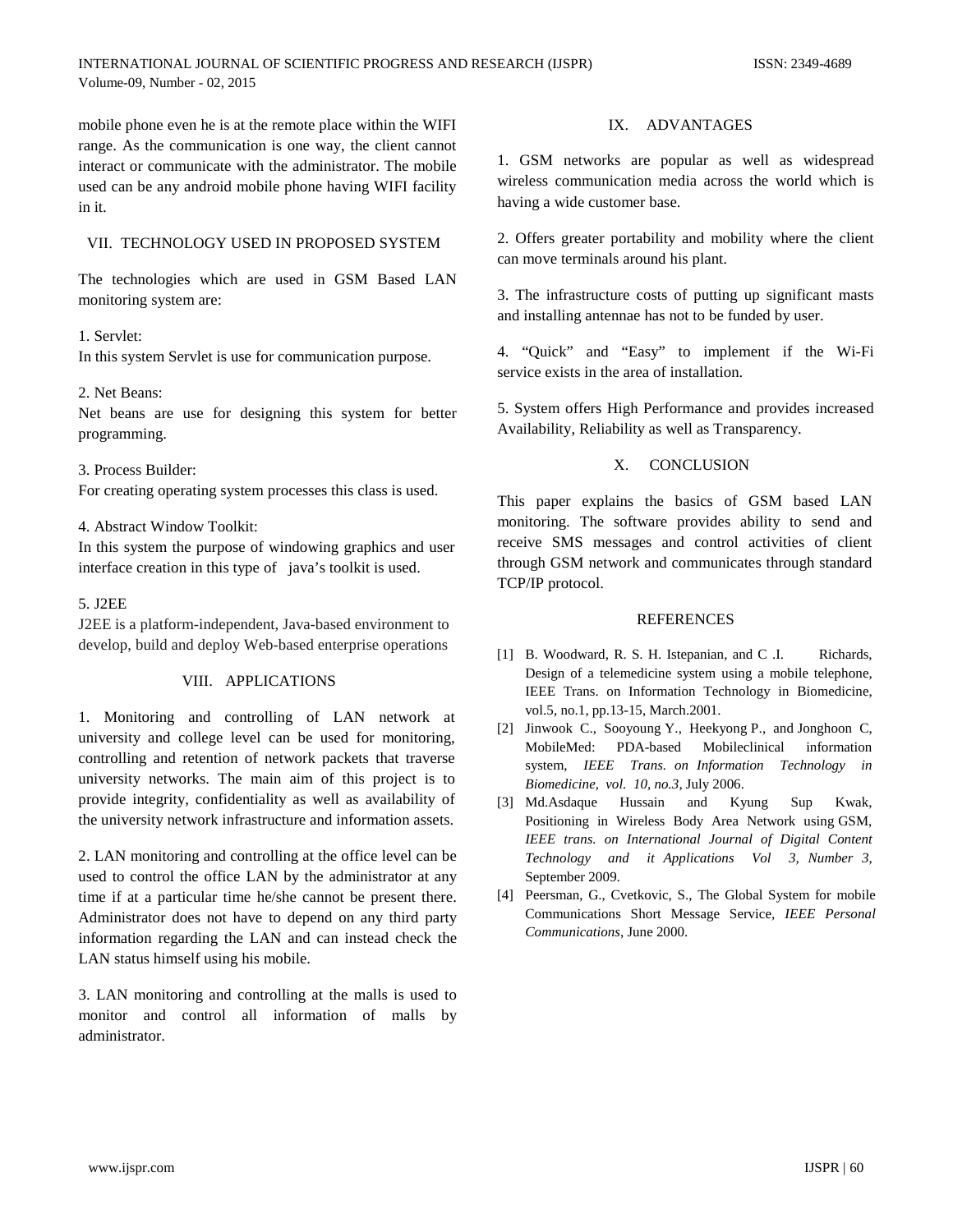mobile phone even he is at the remote place within the WIFI range. As the communication is one way, the client cannot interact or communicate with the administrator. The mobile used can be any android mobile phone having WIFI facility in it.

## VII. TECHNOLOGY USED IN PROPOSED SYSTEM

The technologies which are used in GSM Based LAN monitoring system are:

1. Servlet:  
In this system Servlet is use for communication purpose.

2. Net Beans:  
Net beans are use for designing this system for better programming.

3. Process Builder:  
For creating operating system processes this class is used.

4. Abstract Window Toolkit:  
In this system the purpose of windowing graphics and user interface creation in this type of java's toolkit is used.

5. J2EE  
J2EE is a platform-independent, Java-based environment to develop, build and deploy Web-based enterprise operations

## VIII. APPLICATIONS

1. Monitoring and controlling of LAN network at university and college level can be used for monitoring, controlling and retention of network packets that traverse university networks. The main aim of this project is to provide integrity, confidentiality as well as availability of the university network infrastructure and information assets.

2. LAN monitoring and controlling at the office level can be used to control the office LAN by the administrator at any time if at a particular time he/she cannot be present there. Administrator does not have to depend on any third party information regarding the LAN and can instead check the LAN status himself using his mobile.

3. LAN monitoring and controlling at the malls is used to monitor and control all information of malls by administrator.

## IX. ADVANTAGES

1. GSM networks are popular as well as widespread wireless communication media across the world which is having a wide customer base.

2. Offers greater portability and mobility where the client can move terminals around his plant.

3. The infrastructure costs of putting up significant masts and installing antennae has not to be funded by user.

4. "Quick" and "Easy" to implement if the Wi-Fi service exists in the area of installation.

5. System offers High Performance and provides increased Availability, Reliability as well as Transparency.

## X. CONCLUSION

This paper explains the basics of GSM based LAN monitoring. The software provides ability to send and receive SMS messages and control activities of client through GSM network and communicates through standard TCP/IP protocol.

## REFERENCES

[1] B. Woodward, R. S. H. Istepanian, and C .I. Richards, Design of a telemedicine system using a mobile telephone, IEEE Trans. on Information Technology in Biomedicine, vol.5, no.1, pp.13-15, March.2001.

[2] Jinwook C., Sooyoung Y., Heekyong P., and Jonghoon C, MobileMed: PDA-based Mobileclinical information system, *IEEE Trans. on Information Technology in Biomedicine, vol. 10, no.3,* July 2006.

[3] Md.Asdaque Hussain and Kyung Sup Kwak, Positioning in Wireless Body Area Network using GSM, *IEEE trans. on International Journal of Digital Content Technology and it Applications Vol 3, Number 3,* September 2009.

[4] Peersman, G., Cvetkovic, S., The Global System for mobile Communications Short Message Service, *IEEE Personal Communications*, June 2000.